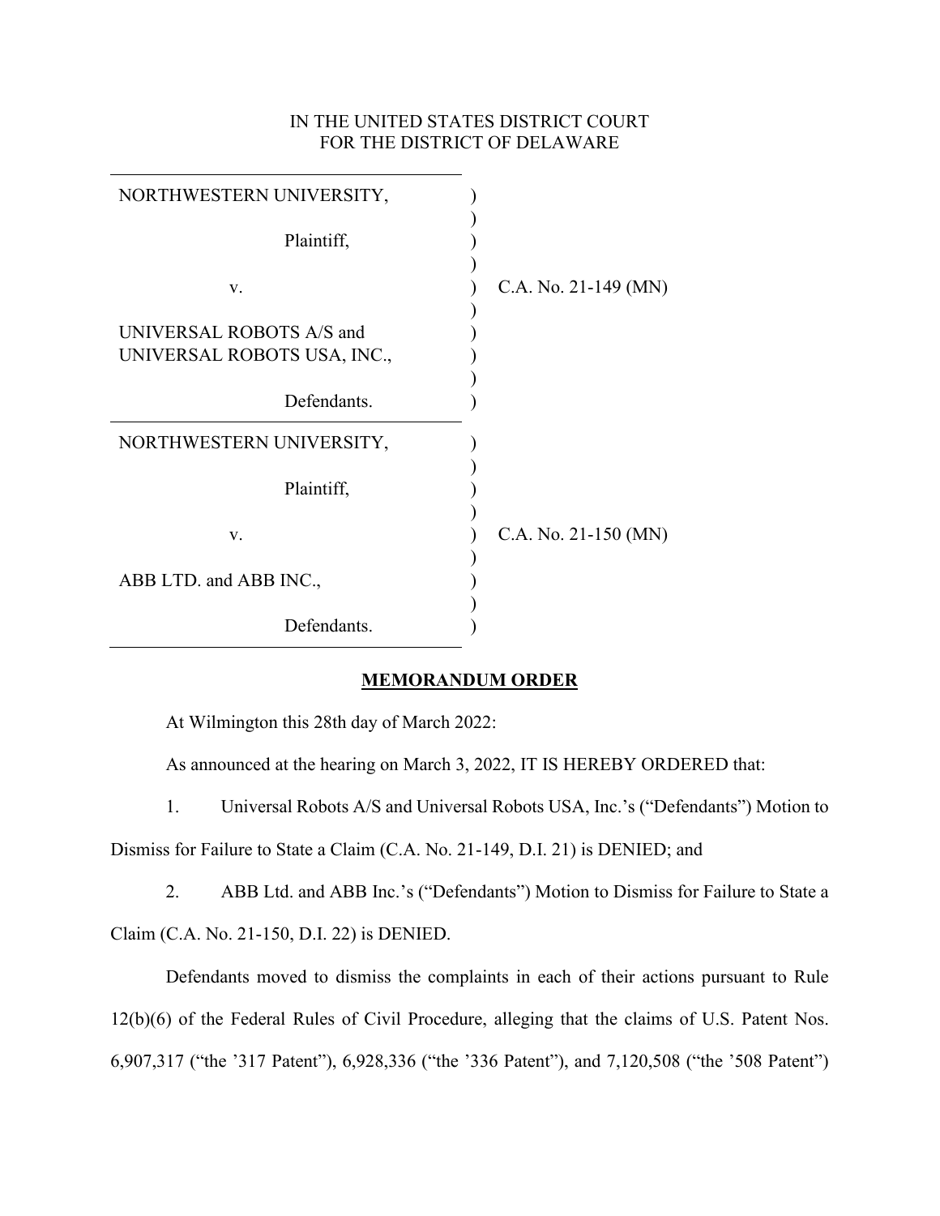IN THE UNITED STATES DISTRICT COURT
FOR THE DISTRICT OF DELAWARE

| | | |
|---|---|---|
| NORTHWESTERN UNIVERSITY,<br><br>Plaintiff,<br><br>v.<br><br>UNIVERSAL ROBOTS A/S and UNIVERSAL ROBOTS USA, INC.,<br><br>Defendants. | ) | C.A. No. 21-149 (MN) |
| NORTHWESTERN UNIVERSITY,<br><br>Plaintiff,<br><br>v.<br><br>ABB LTD. and ABB INC.,<br><br>Defendants. | ) | C.A. No. 21-150 (MN) |

**MEMORANDUM ORDER**

At Wilmington this 28th day of March 2022:

As announced at the hearing on March 3, 2022, IT IS HEREBY ORDERED that:

1. Universal Robots A/S and Universal Robots USA, Inc.'s ("Defendants") Motion to Dismiss for Failure to State a Claim (C.A. No. 21-149, D.I. 21) is DENIED; and

2. ABB Ltd. and ABB Inc.'s ("Defendants") Motion to Dismiss for Failure to State a Claim (C.A. No. 21-150, D.I. 22) is DENIED.

Defendants moved to dismiss the complaints in each of their actions pursuant to Rule 12(b)(6) of the Federal Rules of Civil Procedure, alleging that the claims of U.S. Patent Nos. 6,907,317 ("the '317 Patent"), 6,928,336 ("the '336 Patent"), and 7,120,508 ("the '508 Patent")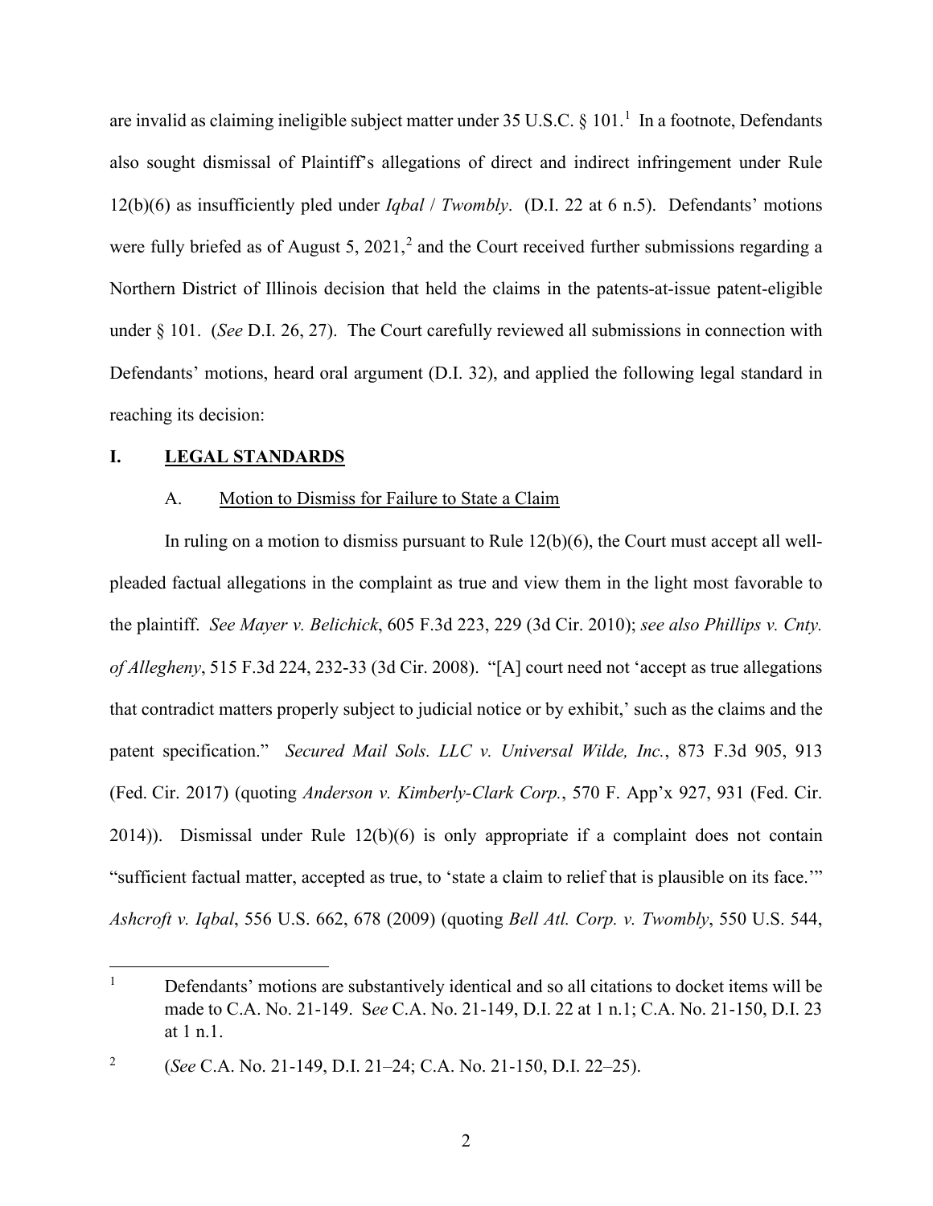are invalid as claiming ineligible subject matter under 35 U.S.C. § 101.[1] In a footnote, Defendants also sought dismissal of Plaintiff's allegations of direct and indirect infringement under Rule 12(b)(6) as insufficiently pled under *Iqbal* / *Twombly*. (D.I. 22 at 6 n.5). Defendants' motions were fully briefed as of August 5, 2021,[2] and the Court received further submissions regarding a Northern District of Illinois decision that held the claims in the patents-at-issue patent-eligible under § 101. (*See* D.I. 26, 27). The Court carefully reviewed all submissions in connection with Defendants' motions, heard oral argument (D.I. 32), and applied the following legal standard in reaching its decision:

## I. LEGAL STANDARDS

### A. Motion to Dismiss for Failure to State a Claim

In ruling on a motion to dismiss pursuant to Rule 12(b)(6), the Court must accept all well-pleaded factual allegations in the complaint as true and view them in the light most favorable to the plaintiff. *See Mayer v. Belichick*, 605 F.3d 223, 229 (3d Cir. 2010); *see also Phillips v. Cnty. of Allegheny*, 515 F.3d 224, 232-33 (3d Cir. 2008). "[A] court need not 'accept as true allegations that contradict matters properly subject to judicial notice or by exhibit,' such as the claims and the patent specification." *Secured Mail Sols. LLC v. Universal Wilde, Inc.*, 873 F.3d 905, 913 (Fed. Cir. 2017) (quoting *Anderson v. Kimberly-Clark Corp.*, 570 F. App'x 927, 931 (Fed. Cir. 2014)). Dismissal under Rule 12(b)(6) is only appropriate if a complaint does not contain "sufficient factual matter, accepted as true, to 'state a claim to relief that is plausible on its face.'" *Ashcroft v. Iqbal*, 556 U.S. 662, 678 (2009) (quoting *Bell Atl. Corp. v. Twombly*, 550 U.S. 544,

---

[1] Defendants' motions are substantively identical and so all citations to docket items will be made to C.A. No. 21-149. S*ee* C.A. No. 21-149, D.I. 22 at 1 n.1; C.A. No. 21-150, D.I. 23 at 1 n.1.

[2] (*See* C.A. No. 21-149, D.I. 21–24; C.A. No. 21-150, D.I. 22–25).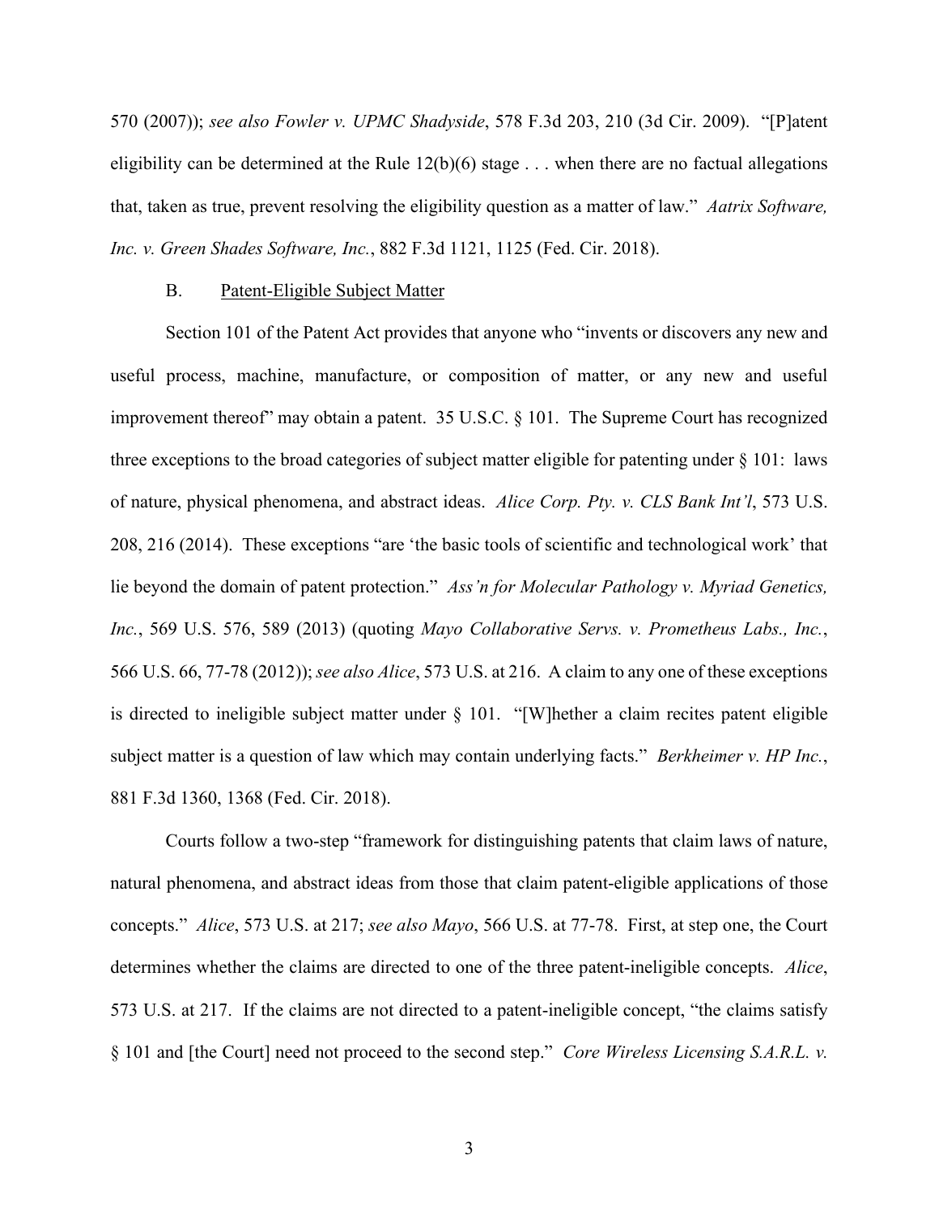570 (2007)); *see also Fowler v. UPMC Shadyside*, 578 F.3d 203, 210 (3d Cir. 2009). "[P]atent eligibility can be determined at the Rule 12(b)(6) stage . . . when there are no factual allegations that, taken as true, prevent resolving the eligibility question as a matter of law." *Aatrix Software, Inc. v. Green Shades Software, Inc.*, 882 F.3d 1121, 1125 (Fed. Cir. 2018).

### B. Patent-Eligible Subject Matter

Section 101 of the Patent Act provides that anyone who "invents or discovers any new and useful process, machine, manufacture, or composition of matter, or any new and useful improvement thereof" may obtain a patent. 35 U.S.C. § 101. The Supreme Court has recognized three exceptions to the broad categories of subject matter eligible for patenting under § 101: laws of nature, physical phenomena, and abstract ideas. *Alice Corp. Pty. v. CLS Bank Int'l*, 573 U.S. 208, 216 (2014). These exceptions "are 'the basic tools of scientific and technological work' that lie beyond the domain of patent protection." *Ass'n for Molecular Pathology v. Myriad Genetics, Inc.*, 569 U.S. 576, 589 (2013) (quoting *Mayo Collaborative Servs. v. Prometheus Labs., Inc.*, 566 U.S. 66, 77-78 (2012)); *see also Alice*, 573 U.S. at 216. A claim to any one of these exceptions is directed to ineligible subject matter under § 101. "[W]hether a claim recites patent eligible subject matter is a question of law which may contain underlying facts." *Berkheimer v. HP Inc.*, 881 F.3d 1360, 1368 (Fed. Cir. 2018).

Courts follow a two-step "framework for distinguishing patents that claim laws of nature, natural phenomena, and abstract ideas from those that claim patent-eligible applications of those concepts." *Alice*, 573 U.S. at 217; *see also Mayo*, 566 U.S. at 77-78. First, at step one, the Court determines whether the claims are directed to one of the three patent-ineligible concepts. *Alice*, 573 U.S. at 217. If the claims are not directed to a patent-ineligible concept, "the claims satisfy § 101 and [the Court] need not proceed to the second step." *Core Wireless Licensing S.A.R.L. v.*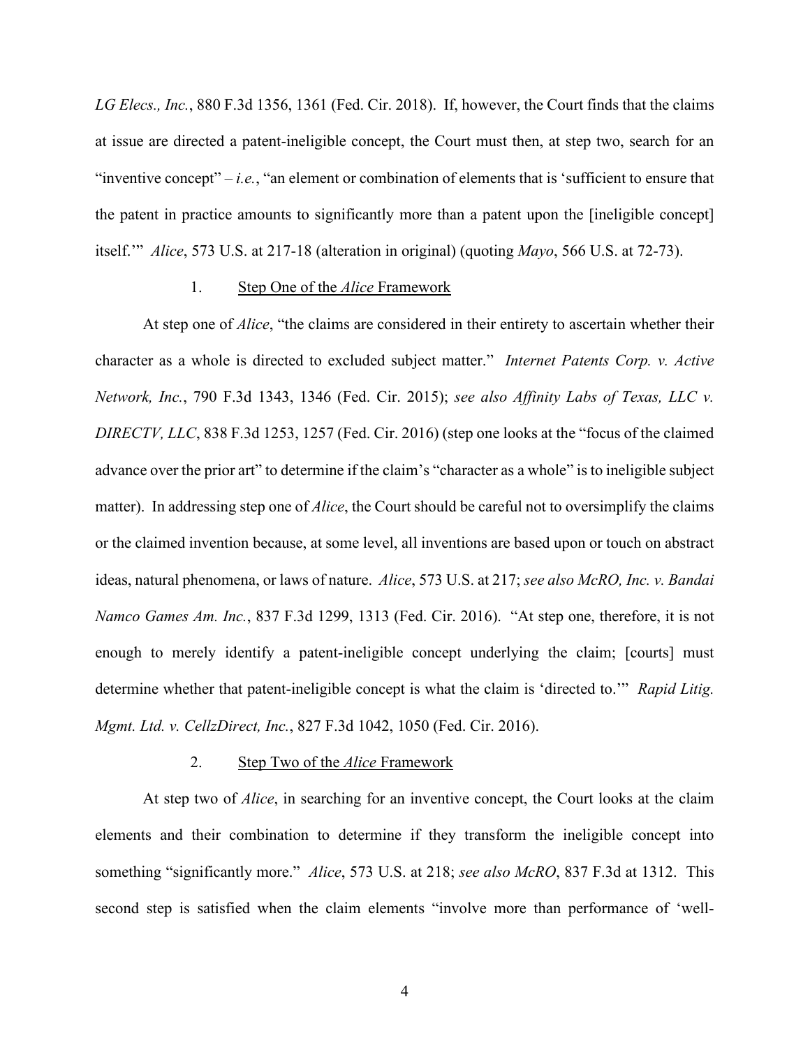*LG Elecs., Inc.*, 880 F.3d 1356, 1361 (Fed. Cir. 2018). If, however, the Court finds that the claims at issue are directed a patent-ineligible concept, the Court must then, at step two, search for an "inventive concept" – *i.e.*, "an element or combination of elements that is 'sufficient to ensure that the patent in practice amounts to significantly more than a patent upon the [ineligible concept] itself.'" *Alice*, 573 U.S. at 217-18 (alteration in original) (quoting *Mayo*, 566 U.S. at 72-73).

### 1. Step One of the *Alice* Framework

At step one of *Alice*, "the claims are considered in their entirety to ascertain whether their character as a whole is directed to excluded subject matter." *Internet Patents Corp. v. Active Network, Inc.*, 790 F.3d 1343, 1346 (Fed. Cir. 2015); *see also Affinity Labs of Texas, LLC v. DIRECTV, LLC*, 838 F.3d 1253, 1257 (Fed. Cir. 2016) (step one looks at the "focus of the claimed advance over the prior art" to determine if the claim's "character as a whole" is to ineligible subject matter). In addressing step one of *Alice*, the Court should be careful not to oversimplify the claims or the claimed invention because, at some level, all inventions are based upon or touch on abstract ideas, natural phenomena, or laws of nature. *Alice*, 573 U.S. at 217; *see also McRO, Inc. v. Bandai Namco Games Am. Inc.*, 837 F.3d 1299, 1313 (Fed. Cir. 2016). "At step one, therefore, it is not enough to merely identify a patent-ineligible concept underlying the claim; [courts] must determine whether that patent-ineligible concept is what the claim is 'directed to.'" *Rapid Litig. Mgmt. Ltd. v. CellzDirect, Inc.*, 827 F.3d 1042, 1050 (Fed. Cir. 2016).

### 2. Step Two of the *Alice* Framework

At step two of *Alice*, in searching for an inventive concept, the Court looks at the claim elements and their combination to determine if they transform the ineligible concept into something "significantly more." *Alice*, 573 U.S. at 218; *see also McRO*, 837 F.3d at 1312. This second step is satisfied when the claim elements "involve more than performance of 'well-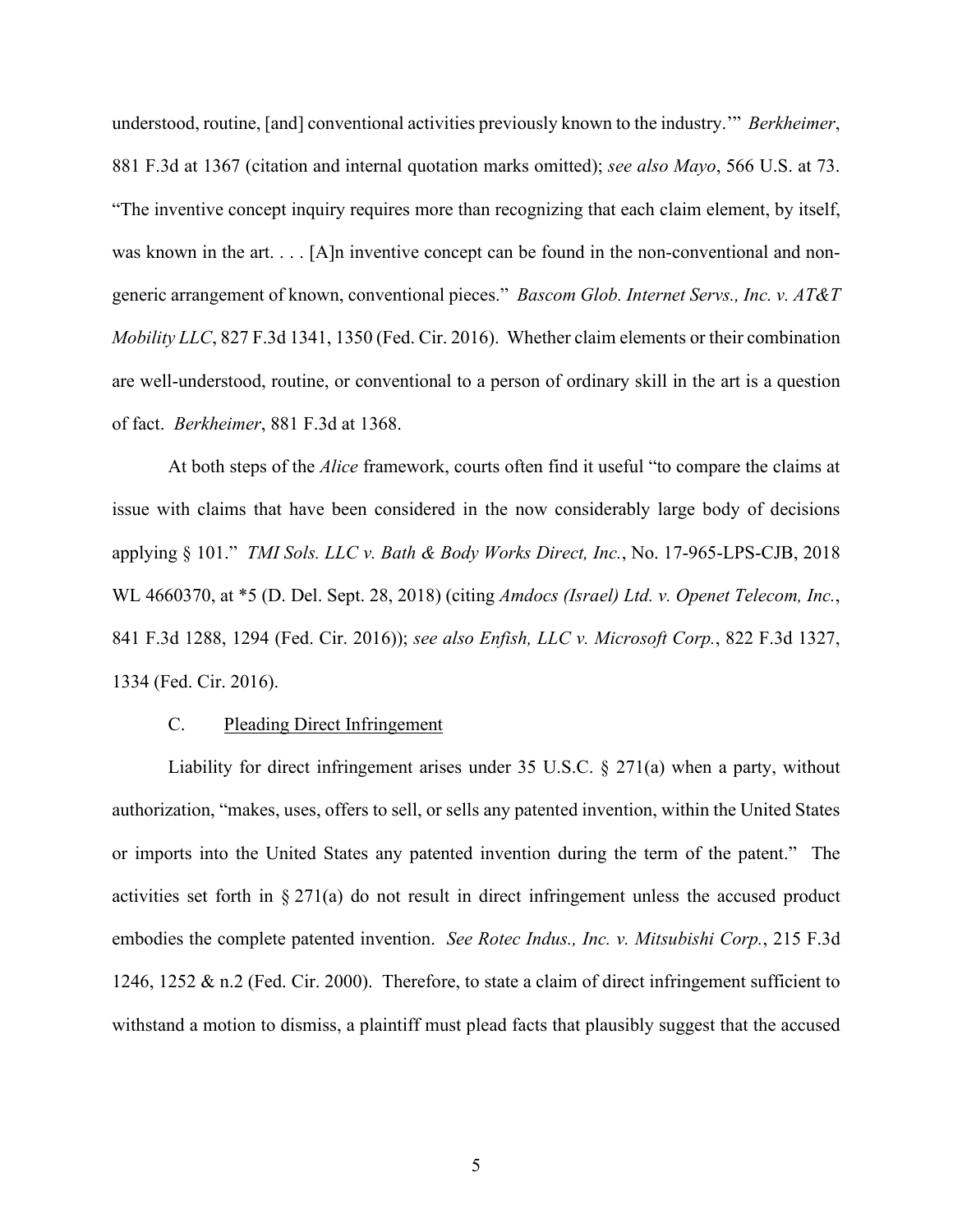understood, routine, [and] conventional activities previously known to the industry.'" *Berkheimer*, 881 F.3d at 1367 (citation and internal quotation marks omitted); *see also Mayo*, 566 U.S. at 73. "The inventive concept inquiry requires more than recognizing that each claim element, by itself, was known in the art. . . . [A]n inventive concept can be found in the non-conventional and non-generic arrangement of known, conventional pieces." *Bascom Glob. Internet Servs., Inc. v. AT&T Mobility LLC*, 827 F.3d 1341, 1350 (Fed. Cir. 2016). Whether claim elements or their combination are well-understood, routine, or conventional to a person of ordinary skill in the art is a question of fact. *Berkheimer*, 881 F.3d at 1368.

At both steps of the *Alice* framework, courts often find it useful "to compare the claims at issue with claims that have been considered in the now considerably large body of decisions applying § 101." *TMI Sols. LLC v. Bath & Body Works Direct, Inc.*, No. 17-965-LPS-CJB, 2018 WL 4660370, at \*5 (D. Del. Sept. 28, 2018) (citing *Amdocs (Israel) Ltd. v. Openet Telecom, Inc.*, 841 F.3d 1288, 1294 (Fed. Cir. 2016)); *see also Enfish, LLC v. Microsoft Corp.*, 822 F.3d 1327, 1334 (Fed. Cir. 2016).

### C. Pleading Direct Infringement

Liability for direct infringement arises under 35 U.S.C. § 271(a) when a party, without authorization, "makes, uses, offers to sell, or sells any patented invention, within the United States or imports into the United States any patented invention during the term of the patent." The activities set forth in § 271(a) do not result in direct infringement unless the accused product embodies the complete patented invention. *See Rotec Indus., Inc. v. Mitsubishi Corp.*, 215 F.3d 1246, 1252 & n.2 (Fed. Cir. 2000). Therefore, to state a claim of direct infringement sufficient to withstand a motion to dismiss, a plaintiff must plead facts that plausibly suggest that the accused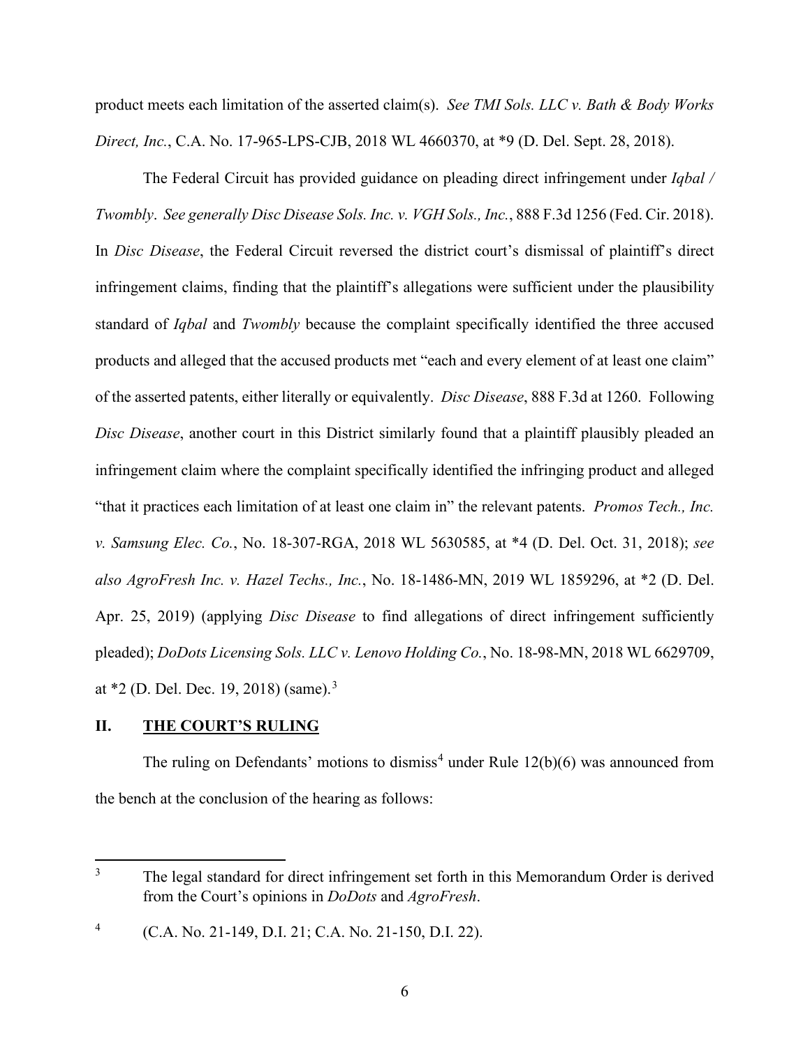product meets each limitation of the asserted claim(s). *See TMI Sols. LLC v. Bath & Body Works Direct, Inc.*, C.A. No. 17-965-LPS-CJB, 2018 WL 4660370, at *9 (D. Del. Sept. 28, 2018).

The Federal Circuit has provided guidance on pleading direct infringement under *Iqbal / Twombly*. *See generally Disc Disease Sols. Inc. v. VGH Sols., Inc.*, 888 F.3d 1256 (Fed. Cir. 2018). In *Disc Disease*, the Federal Circuit reversed the district court's dismissal of plaintiff's direct infringement claims, finding that the plaintiff's allegations were sufficient under the plausibility standard of *Iqbal* and *Twombly* because the complaint specifically identified the three accused products and alleged that the accused products met "each and every element of at least one claim" of the asserted patents, either literally or equivalently. *Disc Disease*, 888 F.3d at 1260. Following *Disc Disease*, another court in this District similarly found that a plaintiff plausibly pleaded an infringement claim where the complaint specifically identified the infringing product and alleged "that it practices each limitation of at least one claim in" the relevant patents. *Promos Tech., Inc. v. Samsung Elec. Co.*, No. 18-307-RGA, 2018 WL 5630585, at *4 (D. Del. Oct. 31, 2018); *see also AgroFresh Inc. v. Hazel Techs., Inc.*, No. 18-1486-MN, 2019 WL 1859296, at *2 (D. Del. Apr. 25, 2019) (applying *Disc Disease* to find allegations of direct infringement sufficiently pleaded); *DoDots Licensing Sols. LLC v. Lenovo Holding Co.*, No. 18-98-MN, 2018 WL 6629709, at *2 (D. Del. Dec. 19, 2018) (same).[3]

## II. <u>THE COURT'S RULING</u>

The ruling on Defendants' motions to dismiss[4] under Rule 12(b)(6) was announced from the bench at the conclusion of the hearing as follows:

---

[3] The legal standard for direct infringement set forth in this Memorandum Order is derived from the Court's opinions in *DoDots* and *AgroFresh*.

[4] (C.A. No. 21-149, D.I. 21; C.A. No. 21-150, D.I. 22).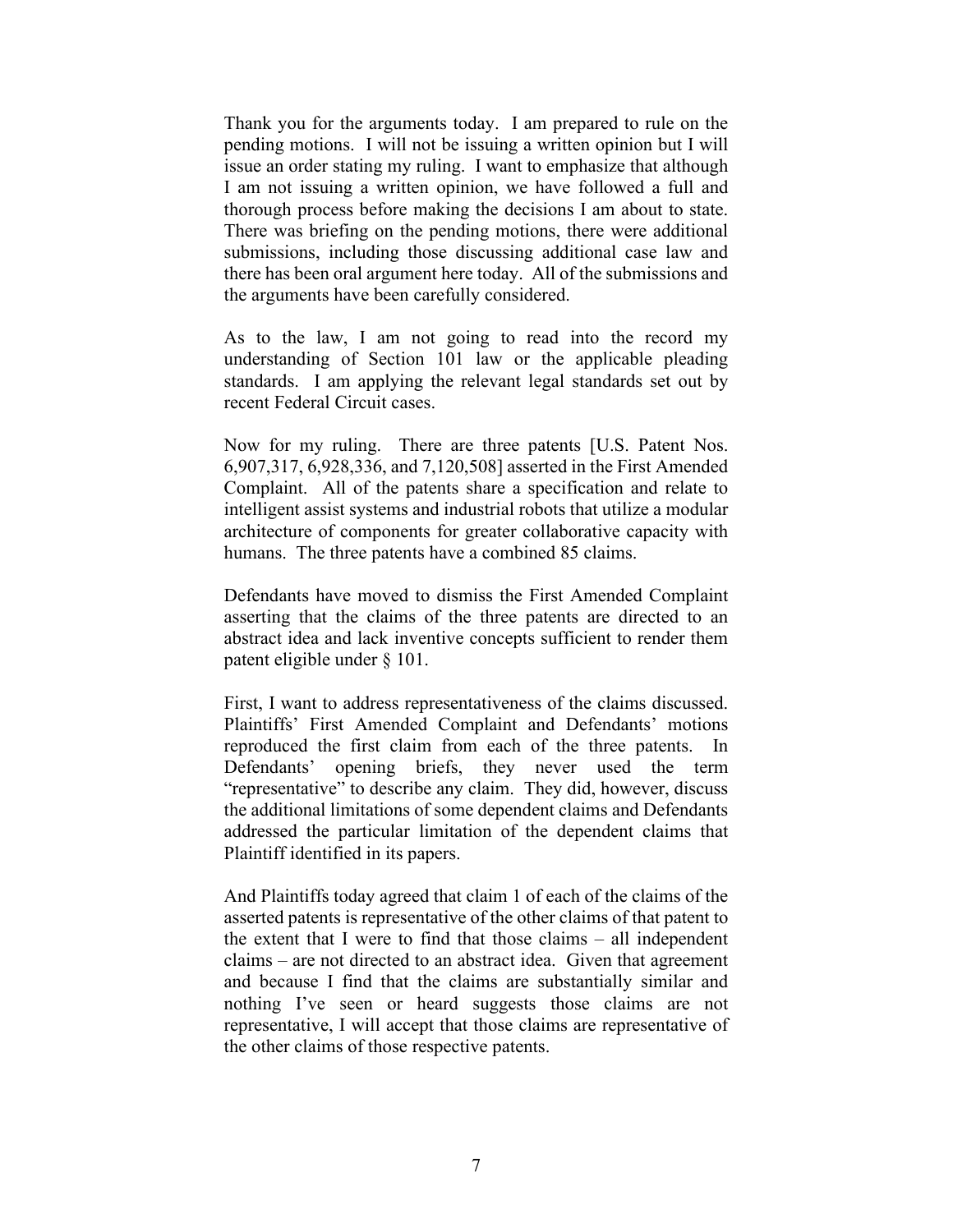Thank you for the arguments today. I am prepared to rule on the pending motions. I will not be issuing a written opinion but I will issue an order stating my ruling. I want to emphasize that although I am not issuing a written opinion, we have followed a full and thorough process before making the decisions I am about to state. There was briefing on the pending motions, there were additional submissions, including those discussing additional case law and there has been oral argument here today. All of the submissions and the arguments have been carefully considered.

As to the law, I am not going to read into the record my understanding of Section 101 law or the applicable pleading standards. I am applying the relevant legal standards set out by recent Federal Circuit cases.

Now for my ruling. There are three patents [U.S. Patent Nos. 6,907,317, 6,928,336, and 7,120,508] asserted in the First Amended Complaint. All of the patents share a specification and relate to intelligent assist systems and industrial robots that utilize a modular architecture of components for greater collaborative capacity with humans. The three patents have a combined 85 claims.

Defendants have moved to dismiss the First Amended Complaint asserting that the claims of the three patents are directed to an abstract idea and lack inventive concepts sufficient to render them patent eligible under § 101.

First, I want to address representativeness of the claims discussed. Plaintiffs' First Amended Complaint and Defendants' motions reproduced the first claim from each of the three patents. In Defendants' opening briefs, they never used the term "representative" to describe any claim. They did, however, discuss the additional limitations of some dependent claims and Defendants addressed the particular limitation of the dependent claims that Plaintiff identified in its papers.

And Plaintiffs today agreed that claim 1 of each of the claims of the asserted patents is representative of the other claims of that patent to the extent that I were to find that those claims – all independent claims – are not directed to an abstract idea. Given that agreement and because I find that the claims are substantially similar and nothing I've seen or heard suggests those claims are not representative, I will accept that those claims are representative of the other claims of those respective patents.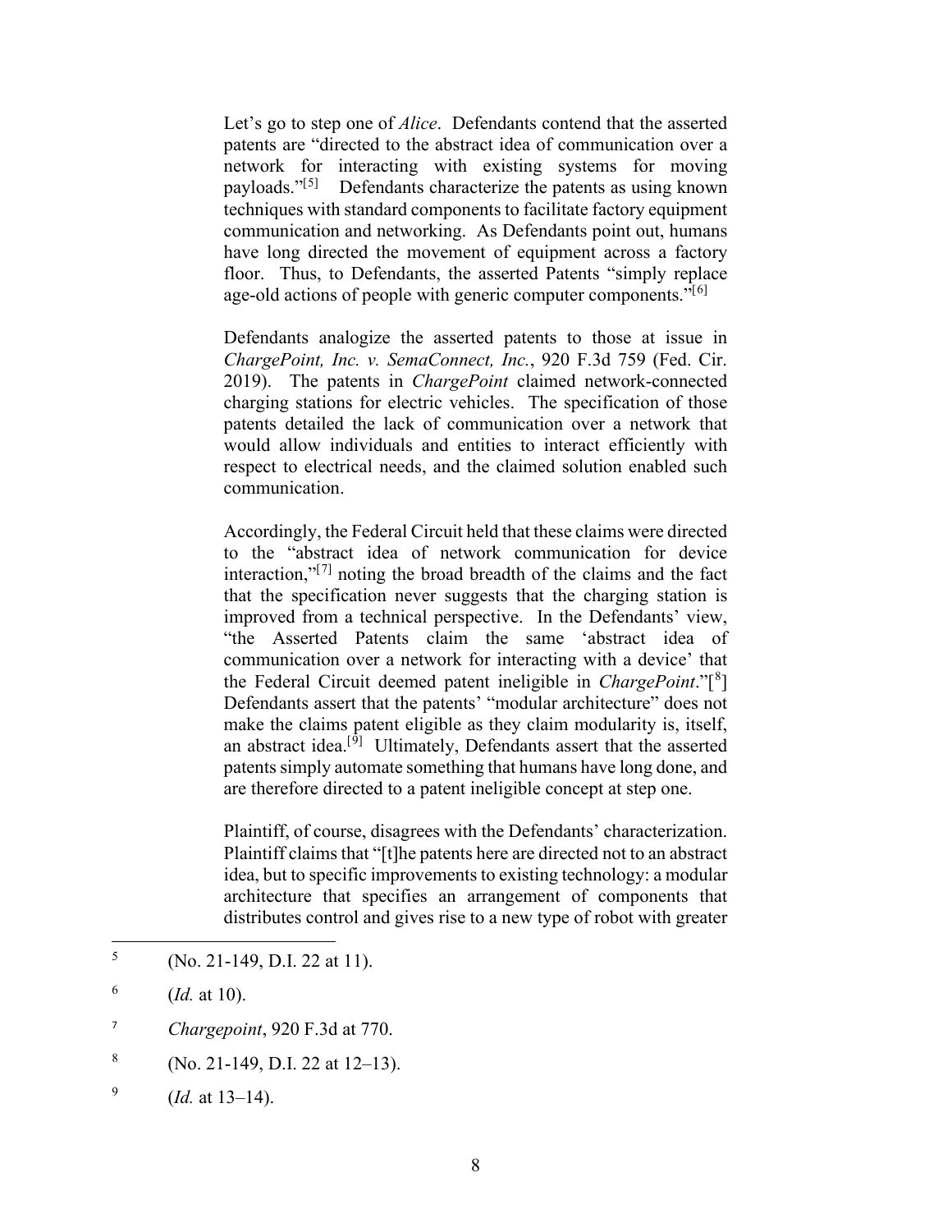Let's go to step one of *Alice*. Defendants contend that the asserted patents are "directed to the abstract idea of communication over a network for interacting with existing systems for moving payloads."[5] Defendants characterize the patents as using known techniques with standard components to facilitate factory equipment communication and networking. As Defendants point out, humans have long directed the movement of equipment across a factory floor. Thus, to Defendants, the asserted Patents "simply replace age-old actions of people with generic computer components."[6]

Defendants analogize the asserted patents to those at issue in *ChargePoint, Inc. v. SemaConnect, Inc.*, 920 F.3d 759 (Fed. Cir. 2019). The patents in *ChargePoint* claimed network-connected charging stations for electric vehicles. The specification of those patents detailed the lack of communication over a network that would allow individuals and entities to interact efficiently with respect to electrical needs, and the claimed solution enabled such communication.

Accordingly, the Federal Circuit held that these claims were directed to the "abstract idea of network communication for device interaction,"[7] noting the broad breadth of the claims and the fact that the specification never suggests that the charging station is improved from a technical perspective. In the Defendants' view, "the Asserted Patents claim the same 'abstract idea of communication over a network for interacting with a device' that the Federal Circuit deemed patent ineligible in *ChargePoint*."[8] Defendants assert that the patents' "modular architecture" does not make the claims patent eligible as they claim modularity is, itself, an abstract idea.[9] Ultimately, Defendants assert that the asserted patents simply automate something that humans have long done, and are therefore directed to a patent ineligible concept at step one.

Plaintiff, of course, disagrees with the Defendants' characterization. Plaintiff claims that "[t]he patents here are directed not to an abstract idea, but to specific improvements to existing technology: a modular architecture that specifies an arrangement of components that distributes control and gives rise to a new type of robot with greater

---

[5] (No. 21-149, D.I. 22 at 11).

[6] (*Id.* at 10).

[7] *Chargepoint*, 920 F.3d at 770.

[8] (No. 21-149, D.I. 22 at 12–13).

[9] (*Id.* at 13–14).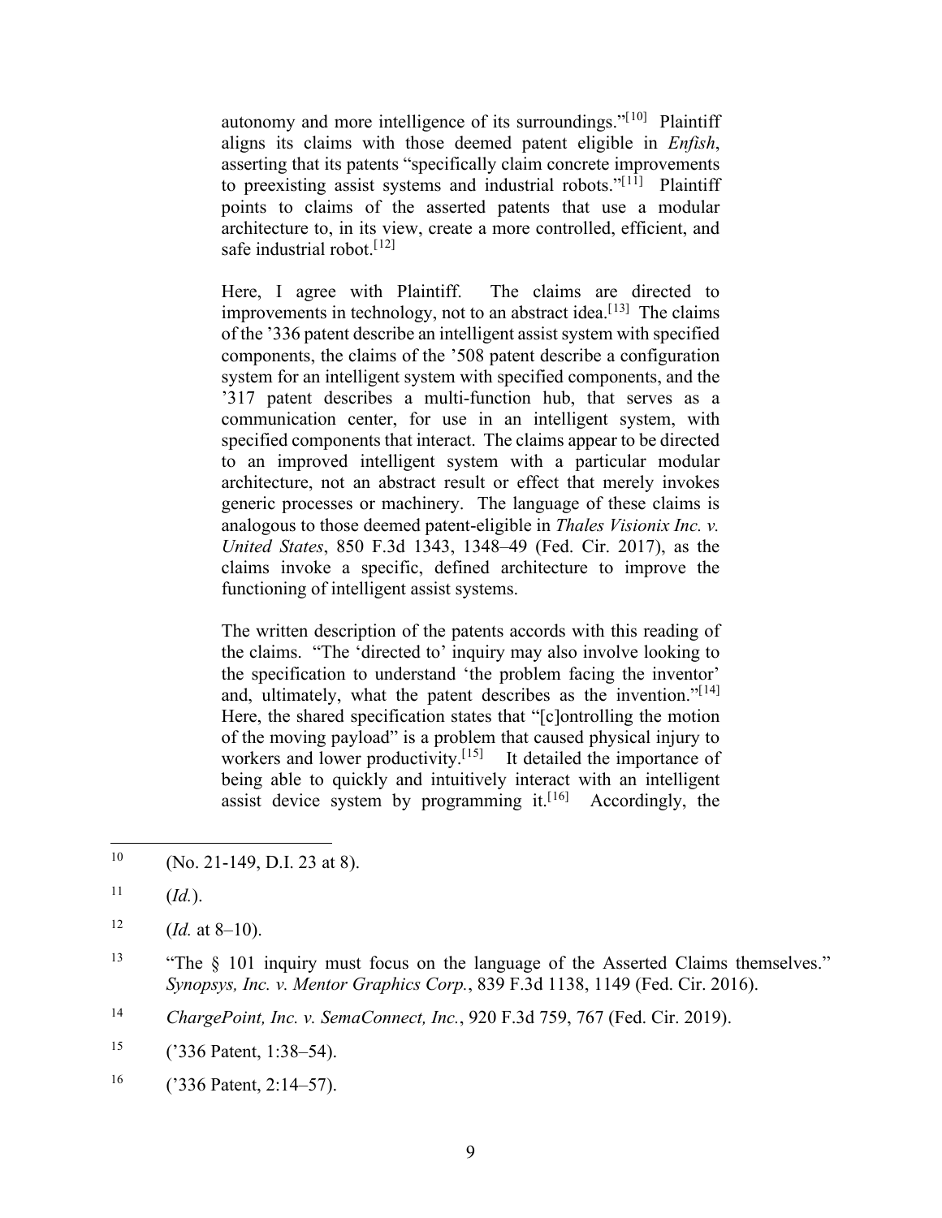autonomy and more intelligence of its surroundings."[10] Plaintiff aligns its claims with those deemed patent eligible in *Enfish*, asserting that its patents "specifically claim concrete improvements to preexisting assist systems and industrial robots."[11] Plaintiff points to claims of the asserted patents that use a modular architecture to, in its view, create a more controlled, efficient, and safe industrial robot.[12]

Here, I agree with Plaintiff. The claims are directed to improvements in technology, not to an abstract idea.[13] The claims of the '336 patent describe an intelligent assist system with specified components, the claims of the '508 patent describe a configuration system for an intelligent system with specified components, and the '317 patent describes a multi-function hub, that serves as a communication center, for use in an intelligent system, with specified components that interact. The claims appear to be directed to an improved intelligent system with a particular modular architecture, not an abstract result or effect that merely invokes generic processes or machinery. The language of these claims is analogous to those deemed patent-eligible in *Thales Visionix Inc. v. United States*, 850 F.3d 1343, 1348–49 (Fed. Cir. 2017), as the claims invoke a specific, defined architecture to improve the functioning of intelligent assist systems.

The written description of the patents accords with this reading of the claims. "The 'directed to' inquiry may also involve looking to the specification to understand 'the problem facing the inventor' and, ultimately, what the patent describes as the invention."[14] Here, the shared specification states that "[c]ontrolling the motion of the moving payload" is a problem that caused physical injury to workers and lower productivity.[15] It detailed the importance of being able to quickly and intuitively interact with an intelligent assist device system by programming it.[16] Accordingly, the

---

[10] (No. 21-149, D.I. 23 at 8).

[11] (*Id.*).

[12] (*Id.* at 8–10).

[13] "The § 101 inquiry must focus on the language of the Asserted Claims themselves." *Synopsys, Inc. v. Mentor Graphics Corp.*, 839 F.3d 1138, 1149 (Fed. Cir. 2016).

[14] *ChargePoint, Inc. v. SemaConnect, Inc.*, 920 F.3d 759, 767 (Fed. Cir. 2019).

[15] ('336 Patent, 1:38–54).

[16] ('336 Patent, 2:14–57).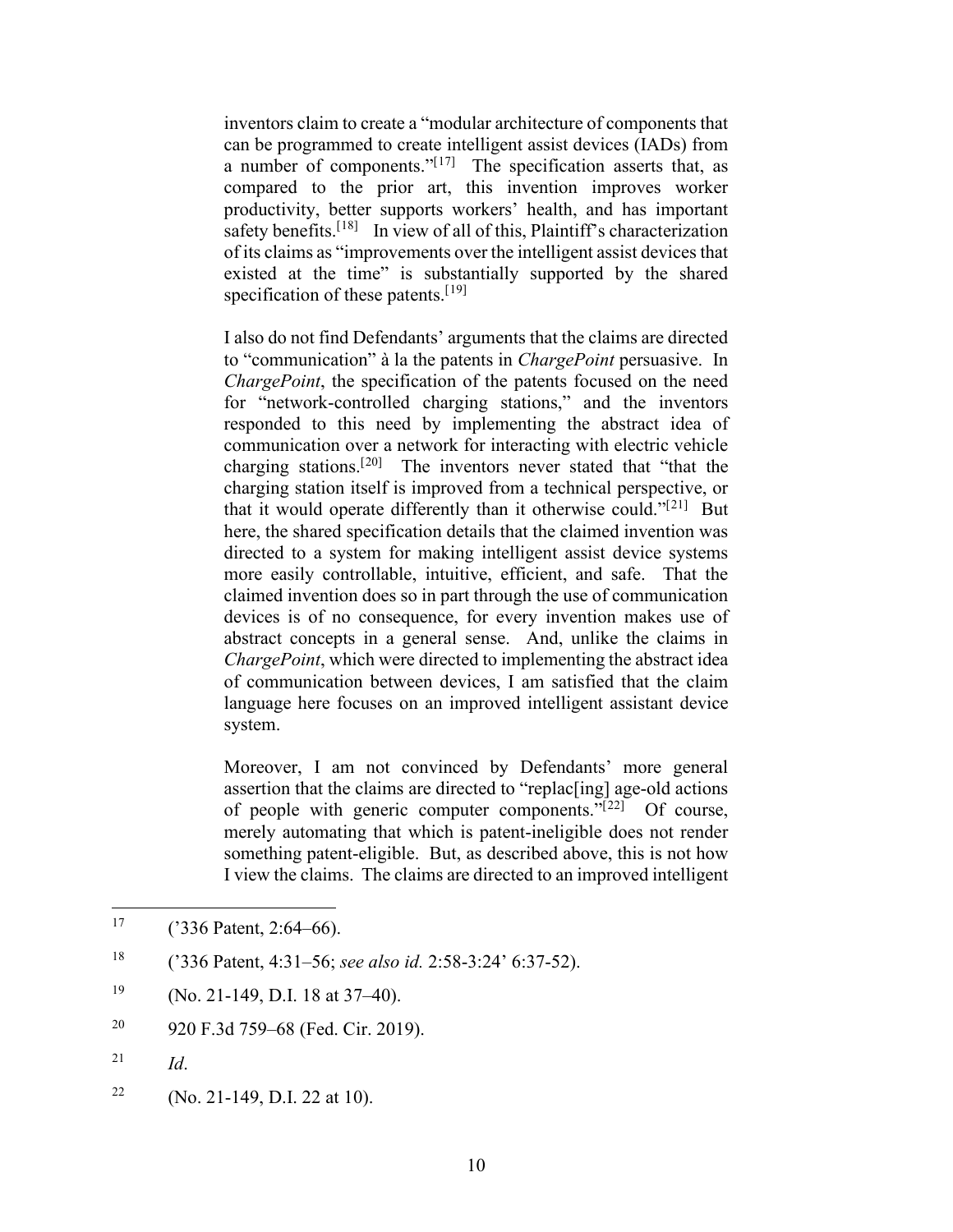inventors claim to create a "modular architecture of components that can be programmed to create intelligent assist devices (IADs) from a number of components."[17] The specification asserts that, as compared to the prior art, this invention improves worker productivity, better supports workers' health, and has important safety benefits.[18] In view of all of this, Plaintiff's characterization of its claims as "improvements over the intelligent assist devices that existed at the time" is substantially supported by the shared specification of these patents.[19]

I also do not find Defendants' arguments that the claims are directed to "communication" à la the patents in *ChargePoint* persuasive. In *ChargePoint*, the specification of the patents focused on the need for "network-controlled charging stations," and the inventors responded to this need by implementing the abstract idea of communication over a network for interacting with electric vehicle charging stations.[20] The inventors never stated that "that the charging station itself is improved from a technical perspective, or that it would operate differently than it otherwise could."[21] But here, the shared specification details that the claimed invention was directed to a system for making intelligent assist device systems more easily controllable, intuitive, efficient, and safe. That the claimed invention does so in part through the use of communication devices is of no consequence, for every invention makes use of abstract concepts in a general sense. And, unlike the claims in *ChargePoint*, which were directed to implementing the abstract idea of communication between devices, I am satisfied that the claim language here focuses on an improved intelligent assistant device system.

Moreover, I am not convinced by Defendants' more general assertion that the claims are directed to "replac[ing] age-old actions of people with generic computer components."[22] Of course, merely automating that which is patent-ineligible does not render something patent-eligible. But, as described above, this is not how I view the claims. The claims are directed to an improved intelligent

---

[17] ('336 Patent, 2:64–66).

[18] ('336 Patent, 4:31–56; *see also id.* 2:58-3:24' 6:37-52).

[19] (No. 21-149, D.I. 18 at 37–40).

[20] 920 F.3d 759–68 (Fed. Cir. 2019).

[21] *Id*.

[22] (No. 21-149, D.I. 22 at 10).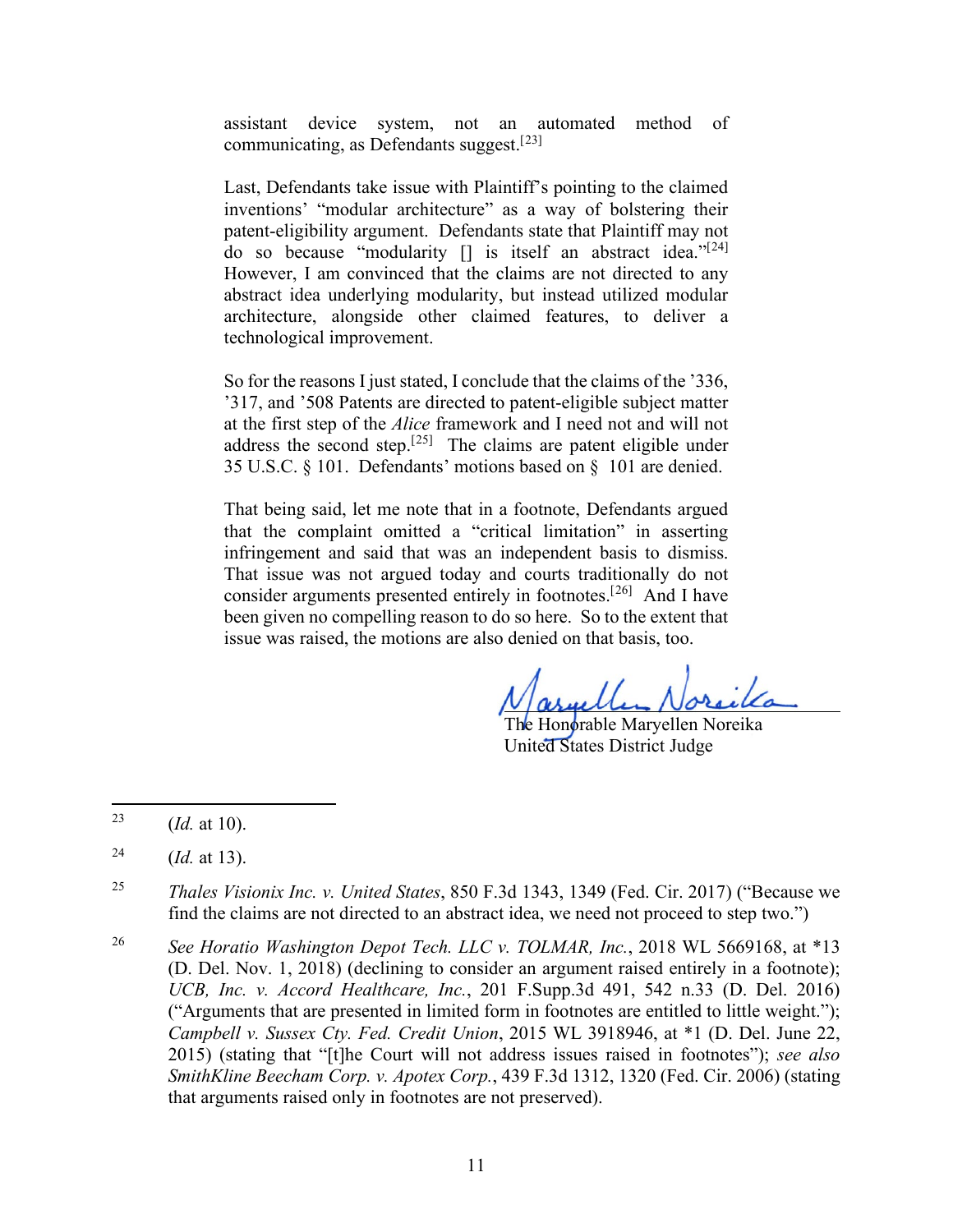assistant device system, not an automated method of communicating, as Defendants suggest.[23]

Last, Defendants take issue with Plaintiff's pointing to the claimed inventions' "modular architecture" as a way of bolstering their patent-eligibility argument. Defendants state that Plaintiff may not do so because "modularity [] is itself an abstract idea."[24] However, I am convinced that the claims are not directed to any abstract idea underlying modularity, but instead utilized modular architecture, alongside other claimed features, to deliver a technological improvement.

So for the reasons I just stated, I conclude that the claims of the '336, '317, and '508 Patents are directed to patent-eligible subject matter at the first step of the *Alice* framework and I need not and will not address the second step.[25] The claims are patent eligible under 35 U.S.C. § 101. Defendants' motions based on § 101 are denied.

That being said, let me note that in a footnote, Defendants argued that the complaint omitted a "critical limitation" in asserting infringement and said that was an independent basis to dismiss. That issue was not argued today and courts traditionally do not consider arguments presented entirely in footnotes.[26] And I have been given no compelling reason to do so here. So to the extent that issue was raised, the motions are also denied on that basis, too.

The Honorable Maryellen Noreika
United States District Judge

---

23 (*Id.* at 10).

24 (*Id.* at 13).

25 *Thales Visionix Inc. v. United States*, 850 F.3d 1343, 1349 (Fed. Cir. 2017) ("Because we find the claims are not directed to an abstract idea, we need not proceed to step two.")

26 *See Horatio Washington Depot Tech. LLC v. TOLMAR, Inc.*, 2018 WL 5669168, at \*13 (D. Del. Nov. 1, 2018) (declining to consider an argument raised entirely in a footnote); *UCB, Inc. v. Accord Healthcare, Inc.*, 201 F.Supp.3d 491, 542 n.33 (D. Del. 2016) ("Arguments that are presented in limited form in footnotes are entitled to little weight."); *Campbell v. Sussex Cty. Fed. Credit Union*, 2015 WL 3918946, at \*1 (D. Del. June 22, 2015) (stating that "[t]he Court will not address issues raised in footnotes"); *see also SmithKline Beecham Corp. v. Apotex Corp.*, 439 F.3d 1312, 1320 (Fed. Cir. 2006) (stating that arguments raised only in footnotes are not preserved).